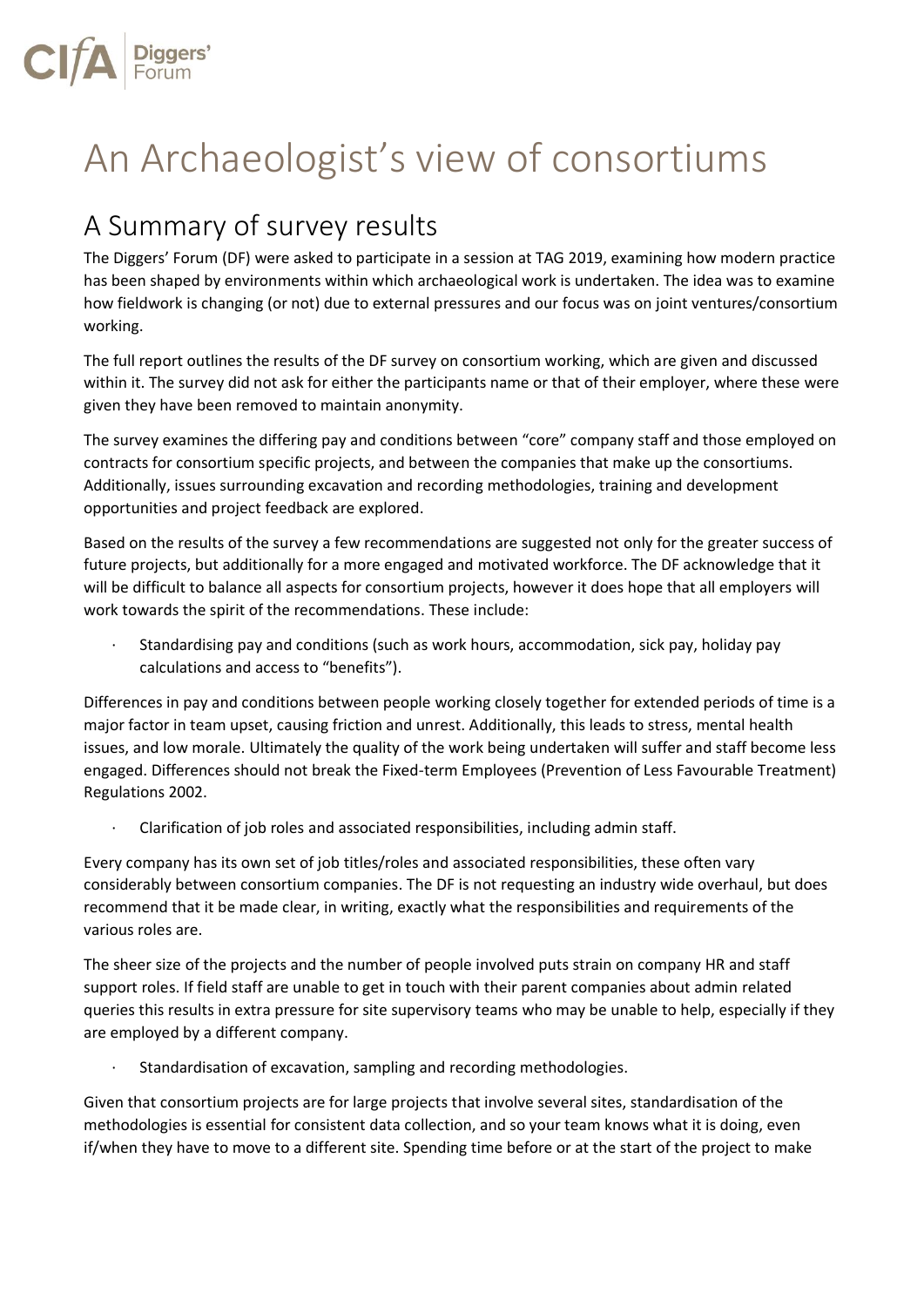# An Archaeologist's view of consortiums

## A Summary of survey results

The Diggers' Forum (DF) were asked to participate in a session at TAG 2019, examining how modern practice has been shaped by environments within which archaeological work is undertaken. The idea was to examine how fieldwork is changing (or not) due to external pressures and our focus was on joint ventures/consortium working.

The full report outlines the results of the DF survey on consortium working, which are given and discussed within it. The survey did not ask for either the participants name or that of their employer, where these were given they have been removed to maintain anonymity.

The survey examines the differing pay and conditions between "core" company staff and those employed on contracts for consortium specific projects, and between the companies that make up the consortiums. Additionally, issues surrounding excavation and recording methodologies, training and development opportunities and project feedback are explored.

Based on the results of the survey a few recommendations are suggested not only for the greater success of future projects, but additionally for a more engaged and motivated workforce. The DF acknowledge that it will be difficult to balance all aspects for consortium projects, however it does hope that all employers will work towards the spirit of the recommendations. These include:

- Standardising pay and conditions (such as work hours, accommodation, sick pay, holiday pay calculations and access to "benefits").

Differences in pay and conditions between people working closely together for extended periods of time is a major factor in team upset, causing friction and unrest. Additionally, this leads to stress, mental health issues, and low morale. Ultimately the quality of the work being undertaken will suffer and staff become less engaged. Differences should not break the Fixed-term Employees (Prevention of Less Favourable Treatment) Regulations 2002.

- Clarification of job roles and associated responsibilities, including admin staff.

Every company has its own set of job titles/roles and associated responsibilities, these often vary considerably between consortium companies. The DF is not requesting an industry wide overhaul, but does recommend that it be made clear, in writing, exactly what the responsibilities and requirements of the various roles are.

The sheer size of the projects and the number of people involved puts strain on company HR and staff support roles. If field staff are unable to get in touch with their parent companies about admin related queries this results in extra pressure for site supervisory teams who may be unable to help, especially if they are employed by a different company.

- Standardisation of excavation, sampling and recording methodologies.

Given that consortium projects are for large projects that involve several sites, standardisation of the methodologies is essential for consistent data collection, and so your team knows what it is doing, even if/when they have to move to a different site. Spending time before or at the start of the project to make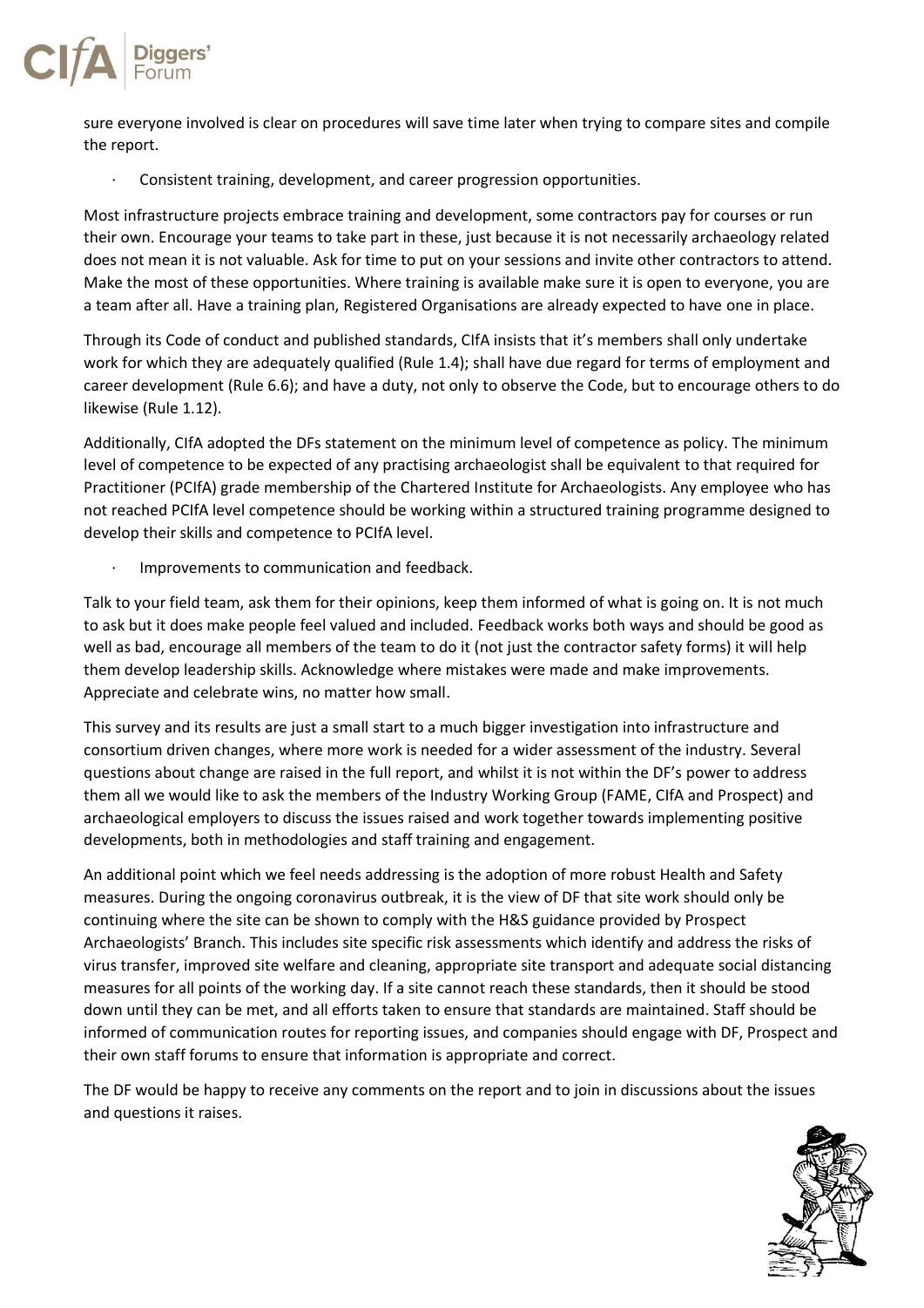sure everyone involved is clear on procedures will save time later when trying to compare sites and compile the report.

- Consistent training, development, and career progression opportunities.

Most infrastructure projects embrace training and development, some contractors pay for courses or run their own. Encourage your teams to take part in these, just because it is not necessarily archaeology related does not mean it is not valuable. Ask for time to put on your sessions and invite other contractors to attend. Make the most of these opportunities. Where training is available make sure it is open to everyone, you are a team after all. Have a training plan, Registered Organisations are already expected to have one in place.

Through its Code of conduct and published standards, CIfA insists that it's members shall only undertake work for which they are adequately qualified (Rule 1.4); shall have due regard for terms of employment and career development (Rule 6.6); and have a duty, not only to observe the Code, but to encourage others to do likewise (Rule 1.12).

Additionally, CIfA adopted the DFs statement on the minimum level of competence as policy. The minimum level of competence to be expected of any practising archaeologist shall be equivalent to that required for Practitioner (PCIfA) grade membership of the Chartered Institute for Archaeologists. Any employee who has not reached PCIfA level competence should be working within a structured training programme designed to develop their skills and competence to PCIfA level.

- Improvements to communication and feedback.

Talk to your field team, ask them for their opinions, keep them informed of what is going on. It is not much to ask but it does make people feel valued and included. Feedback works both ways and should be good as well as bad, encourage all members of the team to do it (not just the contractor safety forms) it will help them develop leadership skills. Acknowledge where mistakes were made and make improvements. Appreciate and celebrate wins, no matter how small.

This survey and its results are just a small start to a much bigger investigation into infrastructure and consortium driven changes, where more work is needed for a wider assessment of the industry. Several questions about change are raised in the full report, and whilst it is not within the DF's power to address them all we would like to ask the members of the Industry Working Group (FAME, CIfA and Prospect) and archaeological employers to discuss the issues raised and work together towards implementing positive developments, both in methodologies and staff training and engagement.

An additional point which we feel needs addressing is the adoption of more robust Health and Safety measures. During the ongoing coronavirus outbreak, it is the view of DF that site work should only be continuing where the site can be shown to comply with the H&S guidance provided by Prospect Archaeologists' Branch. This includes site specific risk assessments which identify and address the risks of virus transfer, improved site welfare and cleaning, appropriate site transport and adequate social distancing measures for all points of the working day. If a site cannot reach these standards, then it should be stood down until they can be met, and all efforts taken to ensure that standards are maintained. Staff should be informed of communication routes for reporting issues, and companies should engage with DF, Prospect and their own staff forums to ensure that information is appropriate and correct.

The DF would be happy to receive any comments on the report and to join in discussions about the issues and questions it raises.